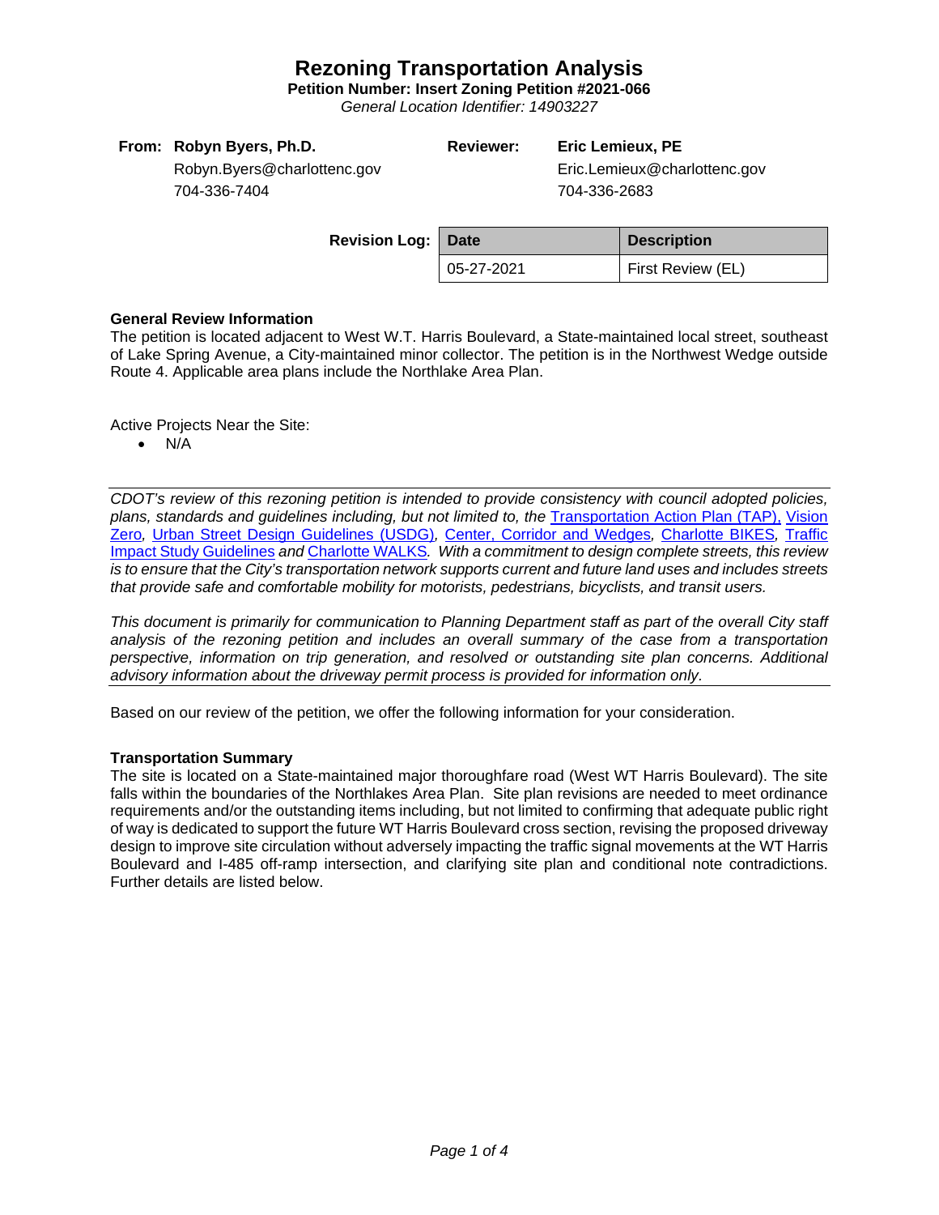# Rezoning Transportation Analysis

**Petition Number: Insert Zoning Petition #2021-066**

*General Location Identifier: 14903227*

**From:** **Robyn Byers, Ph.D.**
Robyn.Byers@charlottenc.gov
704-336-7404

**Reviewer:** **Eric Lemieux, PE**
Eric.Lemieux@charlottenc.gov
704-336-2683

**Revision Log:**

| Date | Description |
|---|---|
| 05-27-2021 | First Review (EL) |

**General Review Information**

The petition is located adjacent to West W.T. Harris Boulevard, a State-maintained local street, southeast of Lake Spring Avenue, a City-maintained minor collector. The petition is in the Northwest Wedge outside Route 4. Applicable area plans include the Northlake Area Plan.

Active Projects Near the Site:

- N/A

*CDOT's review of this rezoning petition is intended to provide consistency with council adopted policies, plans, standards and guidelines including, but not limited to, the Transportation Action Plan (TAP), Vision Zero, Urban Street Design Guidelines (USDG), Center, Corridor and Wedges, Charlotte BIKES, Traffic Impact Study Guidelines and Charlotte WALKS. With a commitment to design complete streets, this review is to ensure that the City's transportation network supports current and future land uses and includes streets that provide safe and comfortable mobility for motorists, pedestrians, bicyclists, and transit users.*

*This document is primarily for communication to Planning Department staff as part of the overall City staff analysis of the rezoning petition and includes an overall summary of the case from a transportation perspective, information on trip generation, and resolved or outstanding site plan concerns. Additional advisory information about the driveway permit process is provided for information only.*

Based on our review of the petition, we offer the following information for your consideration.

**Transportation Summary**

The site is located on a State-maintained major thoroughfare road (West WT Harris Boulevard). The site falls within the boundaries of the Northlakes Area Plan. Site plan revisions are needed to meet ordinance requirements and/or the outstanding items including, but not limited to confirming that adequate public right of way is dedicated to support the future WT Harris Boulevard cross section, revising the proposed driveway design to improve site circulation without adversely impacting the traffic signal movements at the WT Harris Boulevard and I-485 off-ramp intersection, and clarifying site plan and conditional note contradictions. Further details are listed below.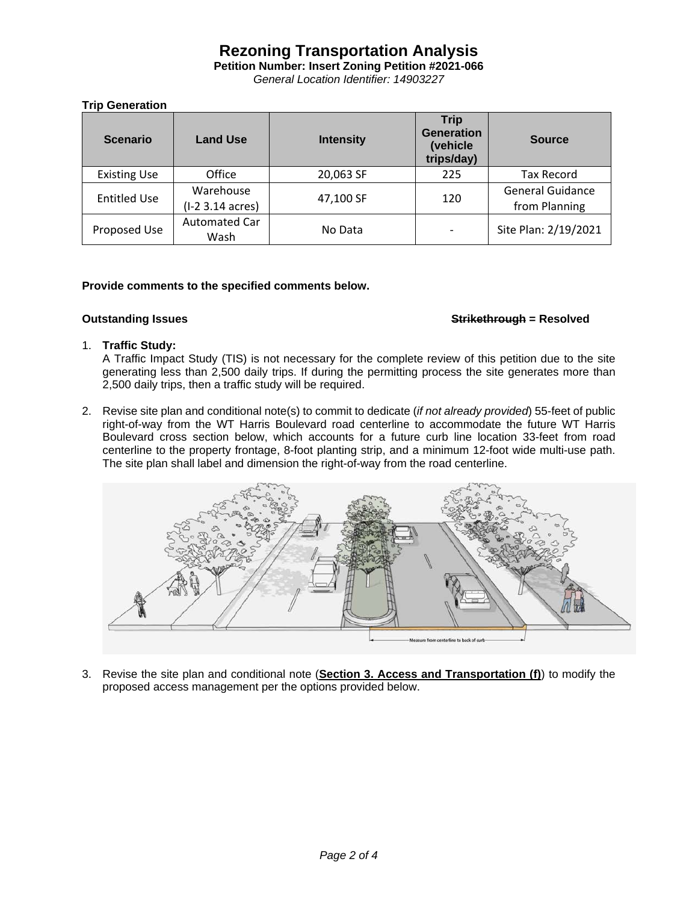# Rezoning Transportation Analysis

**Petition Number: Insert Zoning Petition #2021-066**

*General Location Identifier: 14903227*

**Trip Generation**

| Scenario | Land Use | Intensity | Trip Generation (vehicle trips/day) | Source |
|---|---|---|---|---|
| Existing Use | Office | 20,063 SF | 225 | Tax Record |
| Entitled Use | Warehouse (I-2 3.14 acres) | 47,100 SF | 120 | General Guidance from Planning |
| Proposed Use | Automated Car Wash | No Data | - | Site Plan: 2/19/2021 |

**Provide comments to the specified comments below.**

**Outstanding Issues** **~~Strikethrough~~ = Resolved**

1. **Traffic Study:**
   A Traffic Impact Study (TIS) is not necessary for the complete review of this petition due to the site generating less than 2,500 daily trips. If during the permitting process the site generates more than 2,500 daily trips, then a traffic study will be required.

2. Revise site plan and conditional note(s) to commit to dedicate (*if not already provided*) 55-feet of public right-of-way from the WT Harris Boulevard road centerline to accommodate the future WT Harris Boulevard cross section below, which accounts for a future curb line location 33-feet from road centerline to the property frontage, 8-foot planting strip, and a minimum 12-foot wide multi-use path. The site plan shall label and dimension the right-of-way from the road centerline.

   Measure from centerline to back of curb

3. Revise the site plan and conditional note (**Section 3. Access and Transportation (f)**) to modify the proposed access management per the options provided below.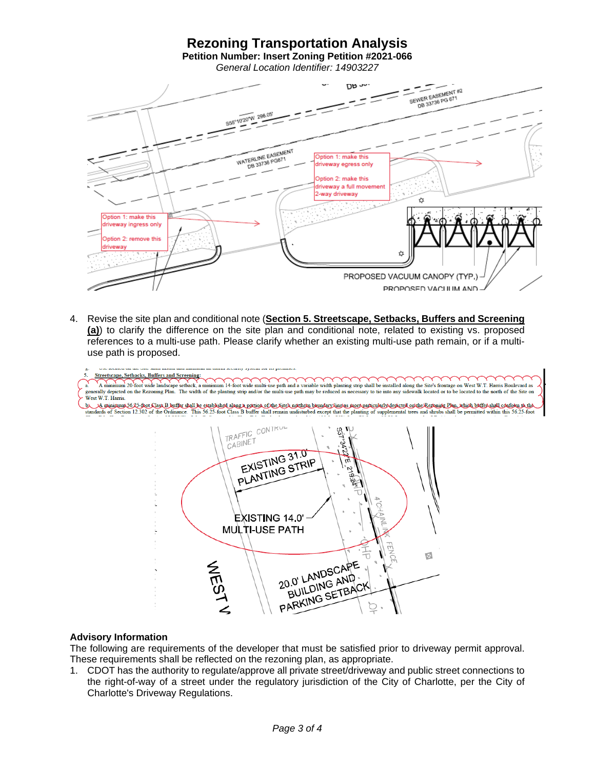# Rezoning Transportation Analysis

**Petition Number: Insert Zoning Petition #2021-066**

*General Location Identifier: 14903227*

4. Revise the site plan and conditional note (**Section 5. Streetscape, Setbacks, Buffers and Screening (a)**) to clarify the difference on the site plan and conditional note, related to existing vs. proposed references to a multi-use path. Please clarify whether an existing multi-use path remain, or if a multi-use path is proposed.

### Advisory Information

The following are requirements of the developer that must be satisfied prior to driveway permit approval. These requirements shall be reflected on the rezoning plan, as appropriate.

1. CDOT has the authority to regulate/approve all private street/driveway and public street connections to the right-of-way of a street under the regulatory jurisdiction of the City of Charlotte, per the City of Charlotte's Driveway Regulations.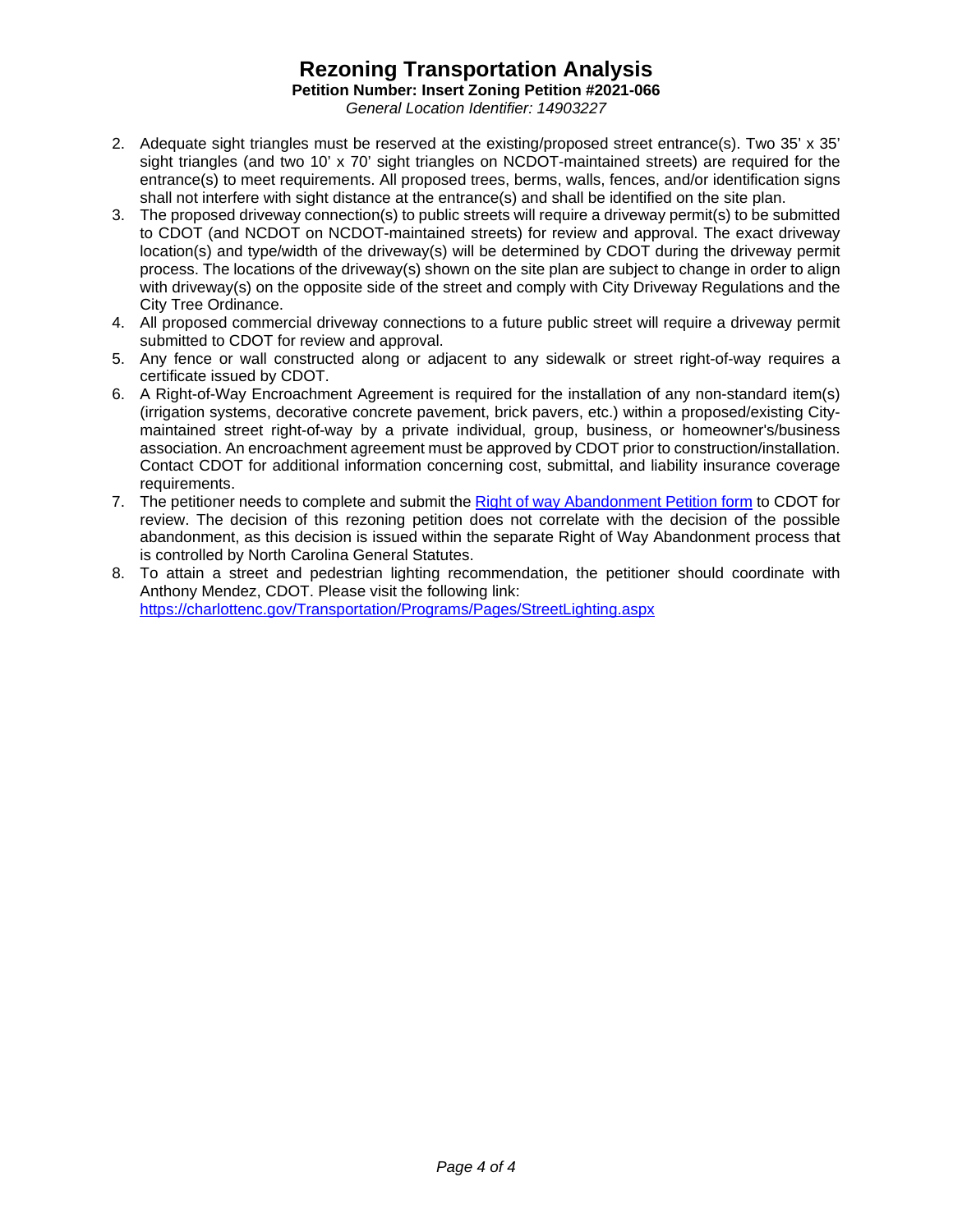2. Adequate sight triangles must be reserved at the existing/proposed street entrance(s). Two 35' x 35' sight triangles (and two 10' x 70' sight triangles on NCDOT-maintained streets) are required for the entrance(s) to meet requirements. All proposed trees, berms, walls, fences, and/or identification signs shall not interfere with sight distance at the entrance(s) and shall be identified on the site plan.
3. The proposed driveway connection(s) to public streets will require a driveway permit(s) to be submitted to CDOT (and NCDOT on NCDOT-maintained streets) for review and approval. The exact driveway location(s) and type/width of the driveway(s) will be determined by CDOT during the driveway permit process. The locations of the driveway(s) shown on the site plan are subject to change in order to align with driveway(s) on the opposite side of the street and comply with City Driveway Regulations and the City Tree Ordinance.
4. All proposed commercial driveway connections to a future public street will require a driveway permit submitted to CDOT for review and approval.
5. Any fence or wall constructed along or adjacent to any sidewalk or street right-of-way requires a certificate issued by CDOT.
6. A Right-of-Way Encroachment Agreement is required for the installation of any non-standard item(s) (irrigation systems, decorative concrete pavement, brick pavers, etc.) within a proposed/existing City-maintained street right-of-way by a private individual, group, business, or homeowner's/business association. An encroachment agreement must be approved by CDOT prior to construction/installation. Contact CDOT for additional information concerning cost, submittal, and liability insurance coverage requirements.
7. The petitioner needs to complete and submit the Right of way Abandonment Petition form to CDOT for review. The decision of this rezoning petition does not correlate with the decision of the possible abandonment, as this decision is issued within the separate Right of Way Abandonment process that is controlled by North Carolina General Statutes.
8. To attain a street and pedestrian lighting recommendation, the petitioner should coordinate with Anthony Mendez, CDOT. Please visit the following link: https://charlottenc.gov/Transportation/Programs/Pages/StreetLighting.aspx